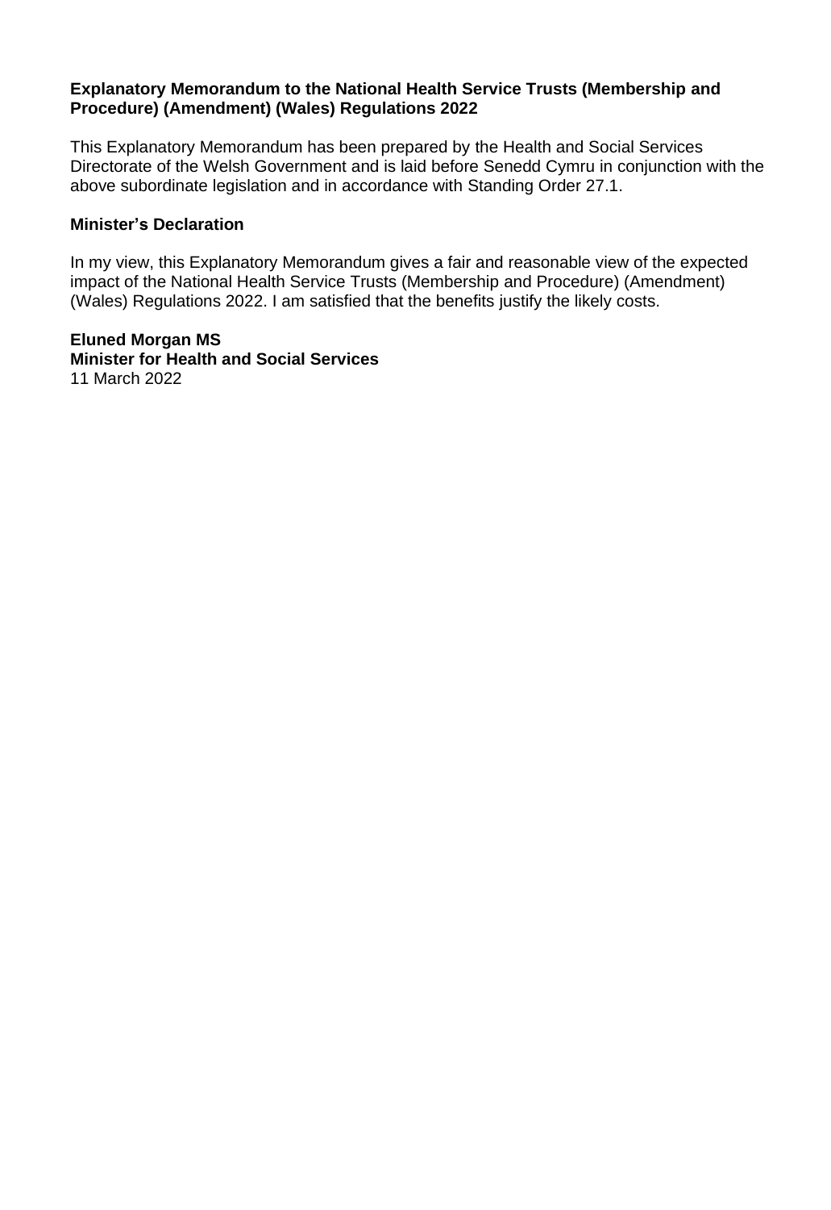**Explanatory Memorandum to the National Health Service Trusts (Membership and Procedure) (Amendment) (Wales) Regulations 2022**

This Explanatory Memorandum has been prepared by the Health and Social Services Directorate of the Welsh Government and is laid before Senedd Cymru in conjunction with the above subordinate legislation and in accordance with Standing Order 27.1.

**Minister's Declaration**

In my view, this Explanatory Memorandum gives a fair and reasonable view of the expected impact of the National Health Service Trusts (Membership and Procedure) (Amendment) (Wales) Regulations 2022. I am satisfied that the benefits justify the likely costs.

**Eluned Morgan MS**
**Minister for Health and Social Services**
11 March 2022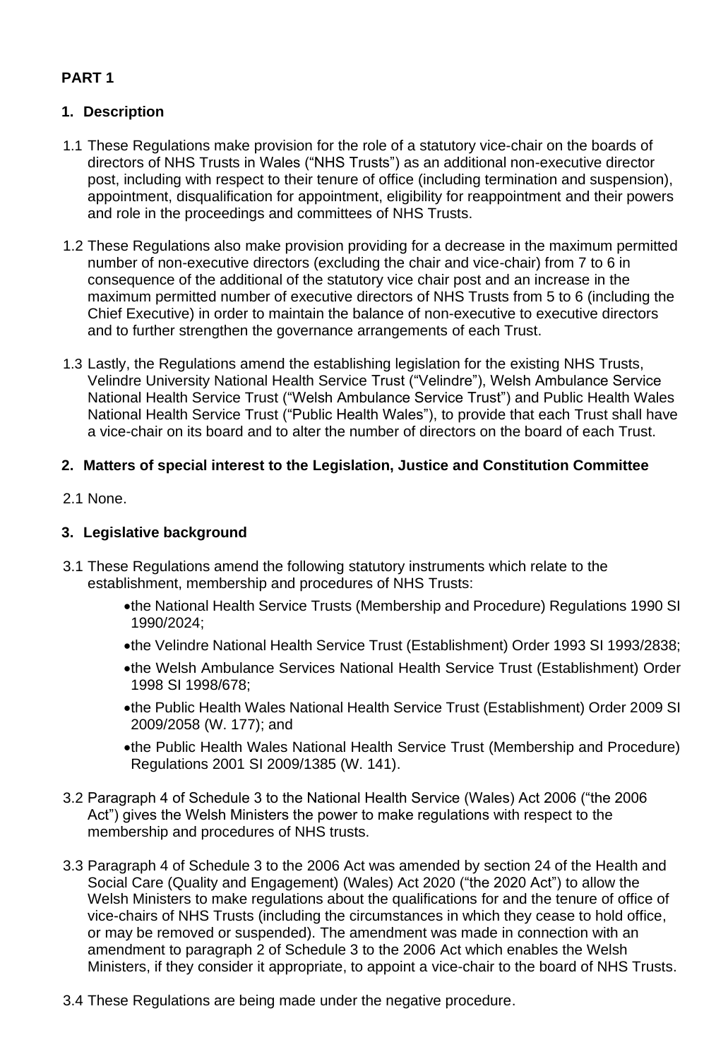**PART 1**

## 1. Description

1.1 These Regulations make provision for the role of a statutory vice-chair on the boards of directors of NHS Trusts in Wales ("NHS Trusts") as an additional non-executive director post, including with respect to their tenure of office (including termination and suspension), appointment, disqualification for appointment, eligibility for reappointment and their powers and role in the proceedings and committees of NHS Trusts.

1.2 These Regulations also make provision providing for a decrease in the maximum permitted number of non-executive directors (excluding the chair and vice-chair) from 7 to 6 in consequence of the additional of the statutory vice chair post and an increase in the maximum permitted number of executive directors of NHS Trusts from 5 to 6 (including the Chief Executive) in order to maintain the balance of non-executive to executive directors and to further strengthen the governance arrangements of each Trust.

1.3 Lastly, the Regulations amend the establishing legislation for the existing NHS Trusts, Velindre University National Health Service Trust ("Velindre"), Welsh Ambulance Service National Health Service Trust ("Welsh Ambulance Service Trust") and Public Health Wales National Health Service Trust ("Public Health Wales"), to provide that each Trust shall have a vice-chair on its board and to alter the number of directors on the board of each Trust.

## 2. Matters of special interest to the Legislation, Justice and Constitution Committee

2.1 None.

## 3. Legislative background

3.1 These Regulations amend the following statutory instruments which relate to the establishment, membership and procedures of NHS Trusts:

- the National Health Service Trusts (Membership and Procedure) Regulations 1990 SI 1990/2024;
- the Velindre National Health Service Trust (Establishment) Order 1993 SI 1993/2838;
- the Welsh Ambulance Services National Health Service Trust (Establishment) Order 1998 SI 1998/678;
- the Public Health Wales National Health Service Trust (Establishment) Order 2009 SI 2009/2058 (W. 177); and
- the Public Health Wales National Health Service Trust (Membership and Procedure) Regulations 2001 SI 2009/1385 (W. 141).

3.2 Paragraph 4 of Schedule 3 to the National Health Service (Wales) Act 2006 ("the 2006 Act") gives the Welsh Ministers the power to make regulations with respect to the membership and procedures of NHS trusts.

3.3 Paragraph 4 of Schedule 3 to the 2006 Act was amended by section 24 of the Health and Social Care (Quality and Engagement) (Wales) Act 2020 ("the 2020 Act") to allow the Welsh Ministers to make regulations about the qualifications for and the tenure of office of vice-chairs of NHS Trusts (including the circumstances in which they cease to hold office, or may be removed or suspended). The amendment was made in connection with an amendment to paragraph 2 of Schedule 3 to the 2006 Act which enables the Welsh Ministers, if they consider it appropriate, to appoint a vice-chair to the board of NHS Trusts.

3.4 These Regulations are being made under the negative procedure.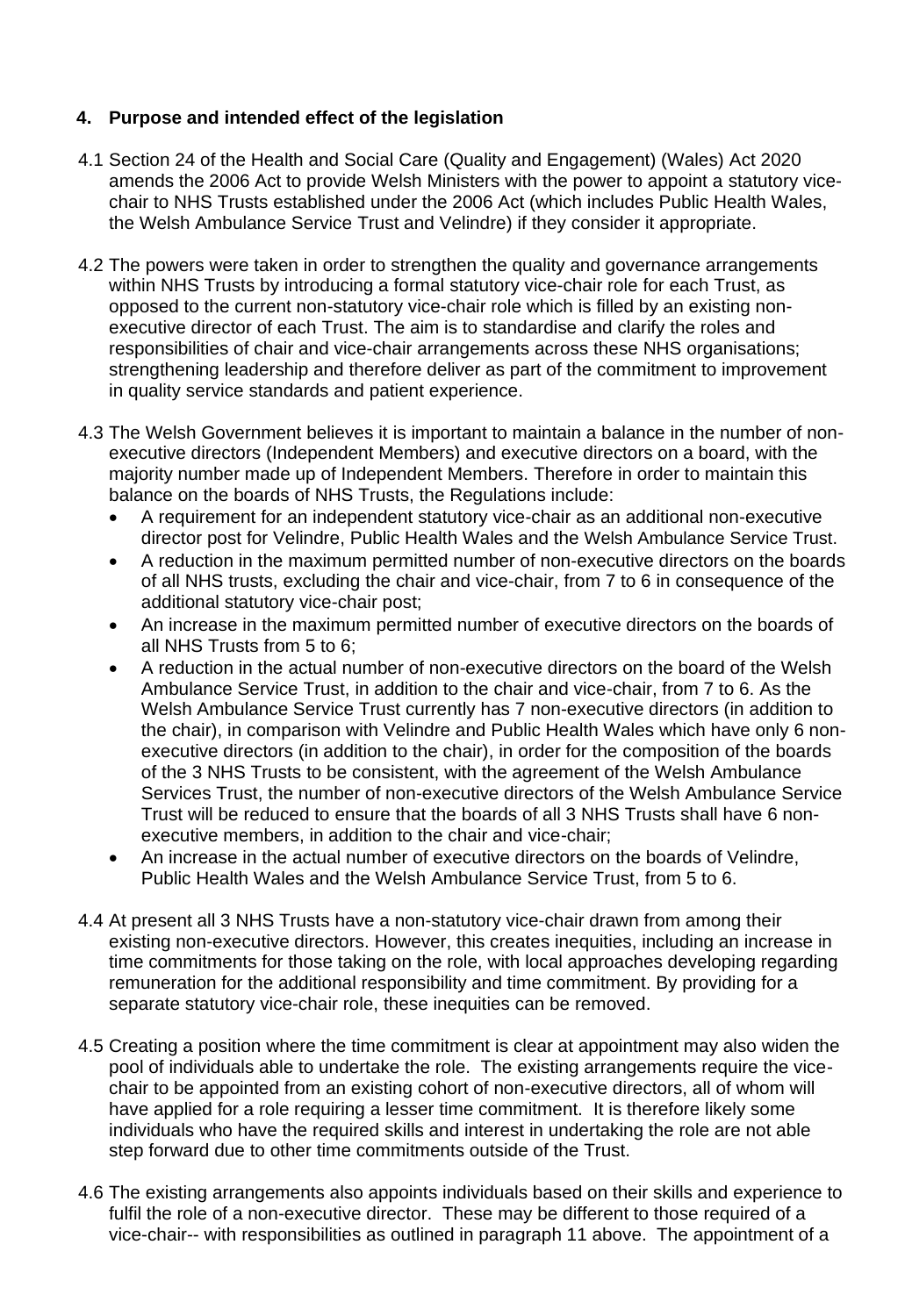## 4. Purpose and intended effect of the legislation

4.1 Section 24 of the Health and Social Care (Quality and Engagement) (Wales) Act 2020 amends the 2006 Act to provide Welsh Ministers with the power to appoint a statutory vice-chair to NHS Trusts established under the 2006 Act (which includes Public Health Wales, the Welsh Ambulance Service Trust and Velindre) if they consider it appropriate.

4.2 The powers were taken in order to strengthen the quality and governance arrangements within NHS Trusts by introducing a formal statutory vice-chair role for each Trust, as opposed to the current non-statutory vice-chair role which is filled by an existing non-executive director of each Trust. The aim is to standardise and clarify the roles and responsibilities of chair and vice-chair arrangements across these NHS organisations; strengthening leadership and therefore deliver as part of the commitment to improvement in quality service standards and patient experience.

4.3 The Welsh Government believes it is important to maintain a balance in the number of non-executive directors (Independent Members) and executive directors on a board, with the majority number made up of Independent Members. Therefore in order to maintain this balance on the boards of NHS Trusts, the Regulations include:

- A requirement for an independent statutory vice-chair as an additional non-executive director post for Velindre, Public Health Wales and the Welsh Ambulance Service Trust.
- A reduction in the maximum permitted number of non-executive directors on the boards of all NHS trusts, excluding the chair and vice-chair, from 7 to 6 in consequence of the additional statutory vice-chair post;
- An increase in the maximum permitted number of executive directors on the boards of all NHS Trusts from 5 to 6;
- A reduction in the actual number of non-executive directors on the board of the Welsh Ambulance Service Trust, in addition to the chair and vice-chair, from 7 to 6. As the Welsh Ambulance Service Trust currently has 7 non-executive directors (in addition to the chair), in comparison with Velindre and Public Health Wales which have only 6 non-executive directors (in addition to the chair), in order for the composition of the boards of the 3 NHS Trusts to be consistent, with the agreement of the Welsh Ambulance Services Trust, the number of non-executive directors of the Welsh Ambulance Service Trust will be reduced to ensure that the boards of all 3 NHS Trusts shall have 6 non-executive members, in addition to the chair and vice-chair;
- An increase in the actual number of executive directors on the boards of Velindre, Public Health Wales and the Welsh Ambulance Service Trust, from 5 to 6.

4.4 At present all 3 NHS Trusts have a non-statutory vice-chair drawn from among their existing non-executive directors. However, this creates inequities, including an increase in time commitments for those taking on the role, with local approaches developing regarding remuneration for the additional responsibility and time commitment. By providing for a separate statutory vice-chair role, these inequities can be removed.

4.5 Creating a position where the time commitment is clear at appointment may also widen the pool of individuals able to undertake the role. The existing arrangements require the vice-chair to be appointed from an existing cohort of non-executive directors, all of whom will have applied for a role requiring a lesser time commitment. It is therefore likely some individuals who have the required skills and interest in undertaking the role are not able step forward due to other time commitments outside of the Trust.

4.6 The existing arrangements also appoints individuals based on their skills and experience to fulfil the role of a non-executive director. These may be different to those required of a vice-chair-- with responsibilities as outlined in paragraph 11 above. The appointment of a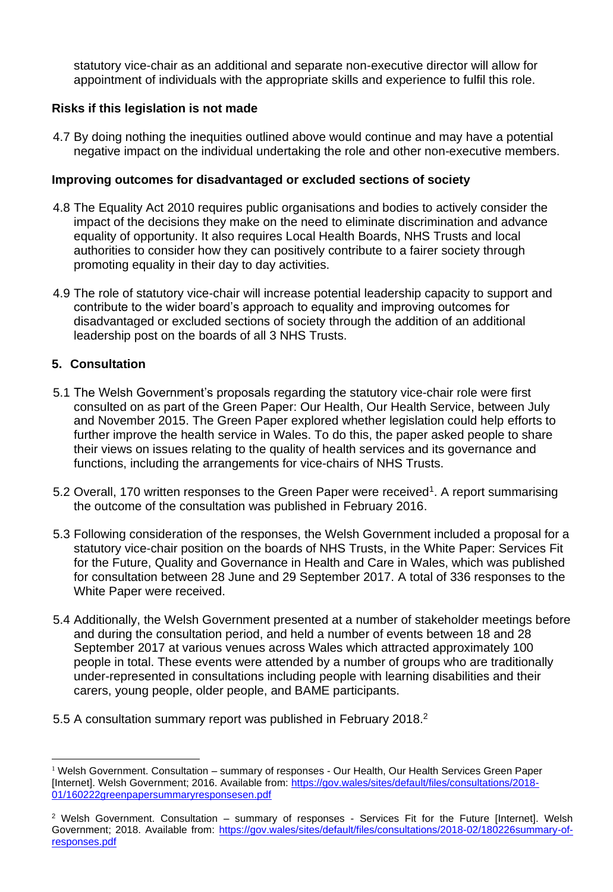statutory vice-chair as an additional and separate non-executive director will allow for appointment of individuals with the appropriate skills and experience to fulfil this role.

**Risks if this legislation is not made**

4.7 By doing nothing the inequities outlined above would continue and may have a potential negative impact on the individual undertaking the role and other non-executive members.

**Improving outcomes for disadvantaged or excluded sections of society**

4.8 The Equality Act 2010 requires public organisations and bodies to actively consider the impact of the decisions they make on the need to eliminate discrimination and advance equality of opportunity. It also requires Local Health Boards, NHS Trusts and local authorities to consider how they can positively contribute to a fairer society through promoting equality in their day to day activities.

4.9 The role of statutory vice-chair will increase potential leadership capacity to support and contribute to the wider board's approach to equality and improving outcomes for disadvantaged or excluded sections of society through the addition of an additional leadership post on the boards of all 3 NHS Trusts.

## 5. Consultation

5.1 The Welsh Government's proposals regarding the statutory vice-chair role were first consulted on as part of the Green Paper: Our Health, Our Health Service, between July and November 2015. The Green Paper explored whether legislation could help efforts to further improve the health service in Wales. To do this, the paper asked people to share their views on issues relating to the quality of health services and its governance and functions, including the arrangements for vice-chairs of NHS Trusts.

5.2 Overall, 170 written responses to the Green Paper were received[1]. A report summarising the outcome of the consultation was published in February 2016.

5.3 Following consideration of the responses, the Welsh Government included a proposal for a statutory vice-chair position on the boards of NHS Trusts, in the White Paper: Services Fit for the Future, Quality and Governance in Health and Care in Wales, which was published for consultation between 28 June and 29 September 2017. A total of 336 responses to the White Paper were received.

5.4 Additionally, the Welsh Government presented at a number of stakeholder meetings before and during the consultation period, and held a number of events between 18 and 28 September 2017 at various venues across Wales which attracted approximately 100 people in total. These events were attended by a number of groups who are traditionally under-represented in consultations including people with learning disabilities and their carers, young people, older people, and BAME participants.

5.5 A consultation summary report was published in February 2018.[2]

---

[1] Welsh Government. Consultation – summary of responses - Our Health, Our Health Services Green Paper [Internet]. Welsh Government; 2016. Available from: https://gov.wales/sites/default/files/consultations/2018-01/160222greenpapersummaryresponsesen.pdf

[2] Welsh Government. Consultation – summary of responses - Services Fit for the Future [Internet]. Welsh Government; 2018. Available from: https://gov.wales/sites/default/files/consultations/2018-02/180226summary-of-responses.pdf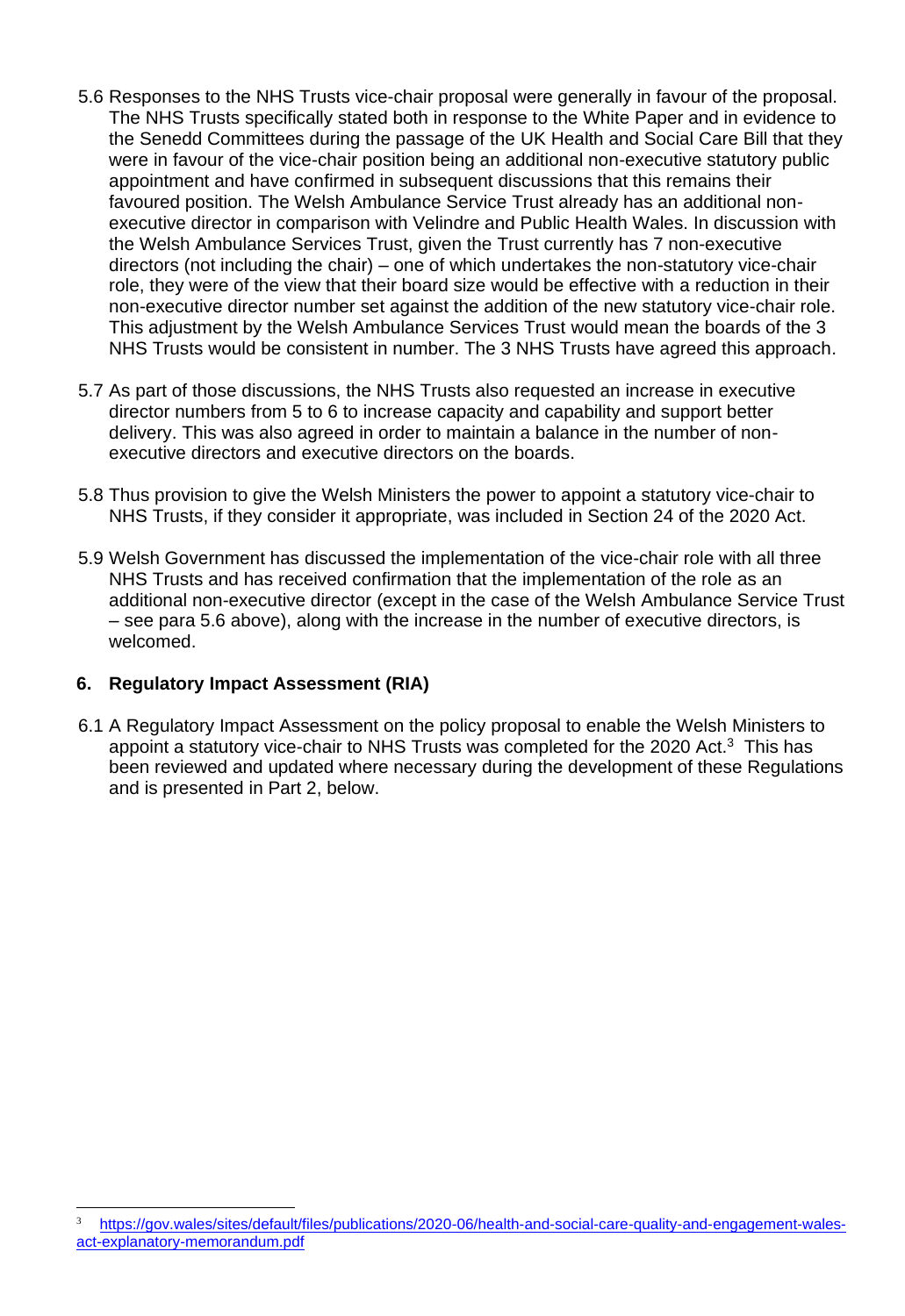5.6 Responses to the NHS Trusts vice-chair proposal were generally in favour of the proposal. The NHS Trusts specifically stated both in response to the White Paper and in evidence to the Senedd Committees during the passage of the UK Health and Social Care Bill that they were in favour of the vice-chair position being an additional non-executive statutory public appointment and have confirmed in subsequent discussions that this remains their favoured position. The Welsh Ambulance Service Trust already has an additional non-executive director in comparison with Velindre and Public Health Wales. In discussion with the Welsh Ambulance Services Trust, given the Trust currently has 7 non-executive directors (not including the chair) – one of which undertakes the non-statutory vice-chair role, they were of the view that their board size would be effective with a reduction in their non-executive director number set against the addition of the new statutory vice-chair role. This adjustment by the Welsh Ambulance Services Trust would mean the boards of the 3 NHS Trusts would be consistent in number. The 3 NHS Trusts have agreed this approach.

5.7 As part of those discussions, the NHS Trusts also requested an increase in executive director numbers from 5 to 6 to increase capacity and capability and support better delivery. This was also agreed in order to maintain a balance in the number of non-executive directors and executive directors on the boards.

5.8 Thus provision to give the Welsh Ministers the power to appoint a statutory vice-chair to NHS Trusts, if they consider it appropriate, was included in Section 24 of the 2020 Act.

5.9 Welsh Government has discussed the implementation of the vice-chair role with all three NHS Trusts and has received confirmation that the implementation of the role as an additional non-executive director (except in the case of the Welsh Ambulance Service Trust – see para 5.6 above), along with the increase in the number of executive directors, is welcomed.

## 6. Regulatory Impact Assessment (RIA)

6.1 A Regulatory Impact Assessment on the policy proposal to enable the Welsh Ministers to appoint a statutory vice-chair to NHS Trusts was completed for the 2020 Act.[3] This has been reviewed and updated where necessary during the development of these Regulations and is presented in Part 2, below.

[3] https://gov.wales/sites/default/files/publications/2020-06/health-and-social-care-quality-and-engagement-wales-act-explanatory-memorandum.pdf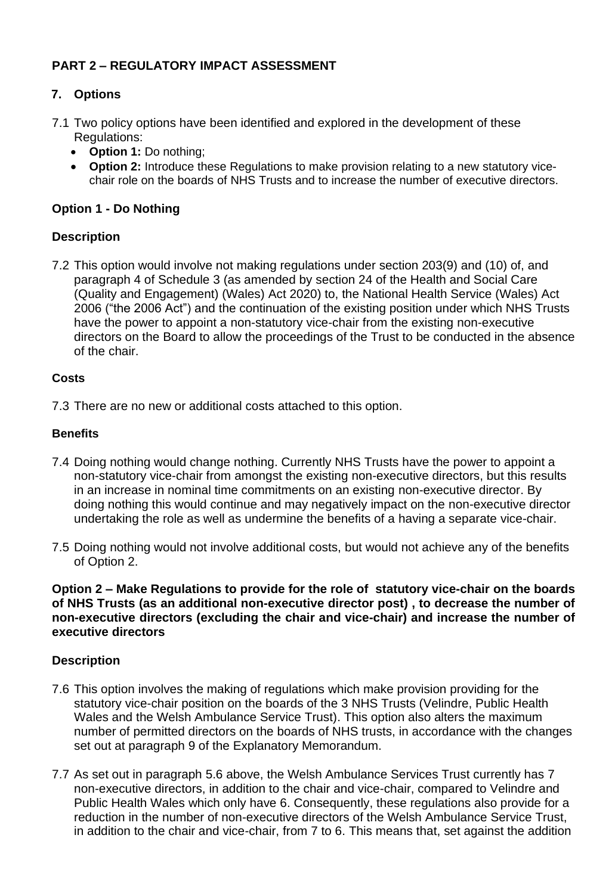## PART 2 – REGULATORY IMPACT ASSESSMENT

### 7. Options

7.1 Two policy options have been identified and explored in the development of these Regulations:

- **Option 1:** Do nothing;
- **Option 2:** Introduce these Regulations to make provision relating to a new statutory vice-chair role on the boards of NHS Trusts and to increase the number of executive directors.

### Option 1 - Do Nothing

#### Description

7.2 This option would involve not making regulations under section 203(9) and (10) of, and paragraph 4 of Schedule 3 (as amended by section 24 of the Health and Social Care (Quality and Engagement) (Wales) Act 2020) to, the National Health Service (Wales) Act 2006 ("the 2006 Act") and the continuation of the existing position under which NHS Trusts have the power to appoint a non-statutory vice-chair from the existing non-executive directors on the Board to allow the proceedings of the Trust to be conducted in the absence of the chair.

#### Costs

7.3 There are no new or additional costs attached to this option.

#### Benefits

7.4 Doing nothing would change nothing. Currently NHS Trusts have the power to appoint a non-statutory vice-chair from amongst the existing non-executive directors, but this results in an increase in nominal time commitments on an existing non-executive director. By doing nothing this would continue and may negatively impact on the non-executive director undertaking the role as well as undermine the benefits of a having a separate vice-chair.

7.5 Doing nothing would not involve additional costs, but would not achieve any of the benefits of Option 2.

### Option 2 – Make Regulations to provide for the role of statutory vice-chair on the boards of NHS Trusts (as an additional non-executive director post) , to decrease the number of non-executive directors (excluding the chair and vice-chair) and increase the number of executive directors

#### Description

7.6 This option involves the making of regulations which make provision providing for the statutory vice-chair position on the boards of the 3 NHS Trusts (Velindre, Public Health Wales and the Welsh Ambulance Service Trust). This option also alters the maximum number of permitted directors on the boards of NHS trusts, in accordance with the changes set out at paragraph 9 of the Explanatory Memorandum.

7.7 As set out in paragraph 5.6 above, the Welsh Ambulance Services Trust currently has 7 non-executive directors, in addition to the chair and vice-chair, compared to Velindre and Public Health Wales which only have 6. Consequently, these regulations also provide for a reduction in the number of non-executive directors of the Welsh Ambulance Service Trust, in addition to the chair and vice-chair, from 7 to 6. This means that, set against the addition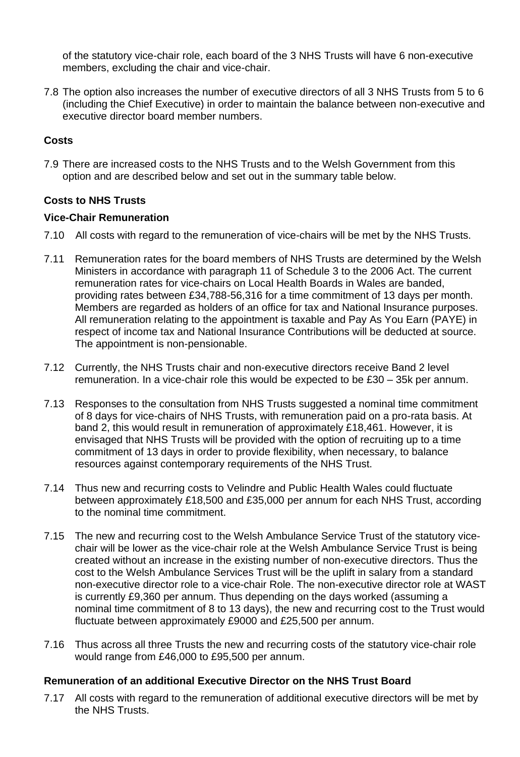of the statutory vice-chair role, each board of the 3 NHS Trusts will have 6 non-executive members, excluding the chair and vice-chair.

7.8 The option also increases the number of executive directors of all 3 NHS Trusts from 5 to 6 (including the Chief Executive) in order to maintain the balance between non-executive and executive director board member numbers.

**Costs**

7.9 There are increased costs to the NHS Trusts and to the Welsh Government from this option and are described below and set out in the summary table below.

**Costs to NHS Trusts**

**Vice-Chair Remuneration**

7.10 All costs with regard to the remuneration of vice-chairs will be met by the NHS Trusts.

7.11 Remuneration rates for the board members of NHS Trusts are determined by the Welsh Ministers in accordance with paragraph 11 of Schedule 3 to the 2006 Act. The current remuneration rates for vice-chairs on Local Health Boards in Wales are banded, providing rates between £34,788-56,316 for a time commitment of 13 days per month. Members are regarded as holders of an office for tax and National Insurance purposes. All remuneration relating to the appointment is taxable and Pay As You Earn (PAYE) in respect of income tax and National Insurance Contributions will be deducted at source. The appointment is non-pensionable.

7.12 Currently, the NHS Trusts chair and non-executive directors receive Band 2 level remuneration. In a vice-chair role this would be expected to be £30 – 35k per annum.

7.13 Responses to the consultation from NHS Trusts suggested a nominal time commitment of 8 days for vice-chairs of NHS Trusts, with remuneration paid on a pro-rata basis. At band 2, this would result in remuneration of approximately £18,461. However, it is envisaged that NHS Trusts will be provided with the option of recruiting up to a time commitment of 13 days in order to provide flexibility, when necessary, to balance resources against contemporary requirements of the NHS Trust.

7.14 Thus new and recurring costs to Velindre and Public Health Wales could fluctuate between approximately £18,500 and £35,000 per annum for each NHS Trust, according to the nominal time commitment.

7.15 The new and recurring cost to the Welsh Ambulance Service Trust of the statutory vice-chair will be lower as the vice-chair role at the Welsh Ambulance Service Trust is being created without an increase in the existing number of non-executive directors. Thus the cost to the Welsh Ambulance Services Trust will be the uplift in salary from a standard non-executive director role to a vice-chair Role. The non-executive director role at WAST is currently £9,360 per annum. Thus depending on the days worked (assuming a nominal time commitment of 8 to 13 days), the new and recurring cost to the Trust would fluctuate between approximately £9000 and £25,500 per annum.

7.16 Thus across all three Trusts the new and recurring costs of the statutory vice-chair role would range from £46,000 to £95,500 per annum.

**Remuneration of an additional Executive Director on the NHS Trust Board**

7.17 All costs with regard to the remuneration of additional executive directors will be met by the NHS Trusts.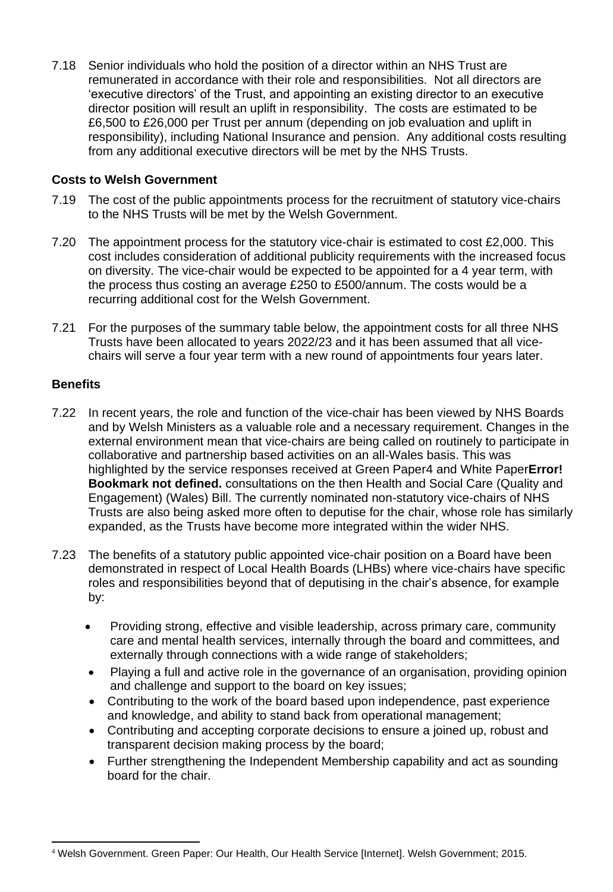7.18 Senior individuals who hold the position of a director within an NHS Trust are remunerated in accordance with their role and responsibilities. Not all directors are 'executive directors' of the Trust, and appointing an existing director to an executive director position will result an uplift in responsibility. The costs are estimated to be £6,500 to £26,000 per Trust per annum (depending on job evaluation and uplift in responsibility), including National Insurance and pension. Any additional costs resulting from any additional executive directors will be met by the NHS Trusts.

**Costs to Welsh Government**

7.19 The cost of the public appointments process for the recruitment of statutory vice-chairs to the NHS Trusts will be met by the Welsh Government.

7.20 The appointment process for the statutory vice-chair is estimated to cost £2,000. This cost includes consideration of additional publicity requirements with the increased focus on diversity. The vice-chair would be expected to be appointed for a 4 year term, with the process thus costing an average £250 to £500/annum. The costs would be a recurring additional cost for the Welsh Government.

7.21 For the purposes of the summary table below, the appointment costs for all three NHS Trusts have been allocated to years 2022/23 and it has been assumed that all vice-chairs will serve a four year term with a new round of appointments four years later.

**Benefits**

7.22 In recent years, the role and function of the vice-chair has been viewed by NHS Boards and by Welsh Ministers as a valuable role and a necessary requirement. Changes in the external environment mean that vice-chairs are being called on routinely to participate in collaborative and partnership based activities on an all-Wales basis. This was highlighted by the service responses received at Green Paper[4] and White Paper**Error! Bookmark not defined.** consultations on the then Health and Social Care (Quality and Engagement) (Wales) Bill. The currently nominated non-statutory vice-chairs of NHS Trusts are also being asked more often to deputise for the chair, whose role has similarly expanded, as the Trusts have become more integrated within the wider NHS.

7.23 The benefits of a statutory public appointed vice-chair position on a Board have been demonstrated in respect of Local Health Boards (LHBs) where vice-chairs have specific roles and responsibilities beyond that of deputising in the chair's absence, for example by:

- Providing strong, effective and visible leadership, across primary care, community care and mental health services, internally through the board and committees, and externally through connections with a wide range of stakeholders;
- Playing a full and active role in the governance of an organisation, providing opinion and challenge and support to the board on key issues;
- Contributing to the work of the board based upon independence, past experience and knowledge, and ability to stand back from operational management;
- Contributing and accepting corporate decisions to ensure a joined up, robust and transparent decision making process by the board;
- Further strengthening the Independent Membership capability and act as sounding board for the chair.

[4] Welsh Government. Green Paper: Our Health, Our Health Service [Internet]. Welsh Government; 2015.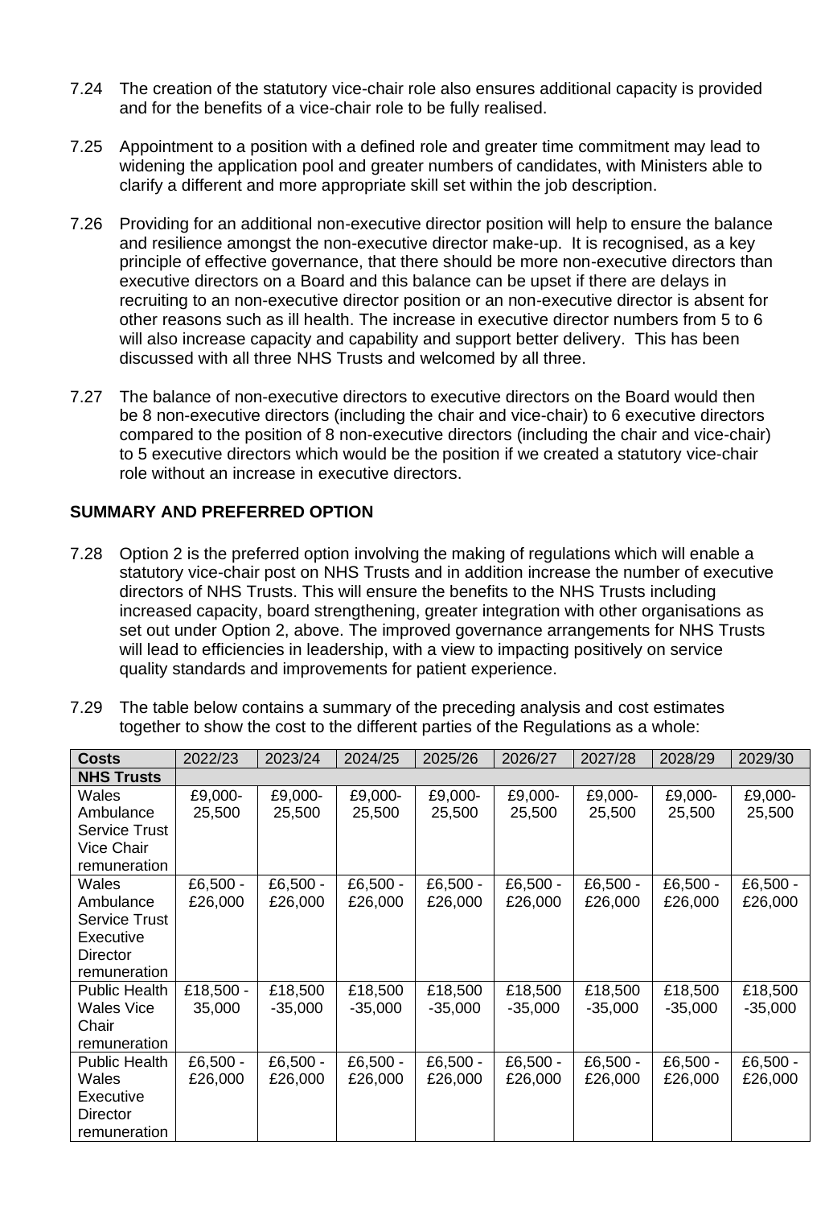7.24 The creation of the statutory vice-chair role also ensures additional capacity is provided and for the benefits of a vice-chair role to be fully realised.

7.25 Appointment to a position with a defined role and greater time commitment may lead to widening the application pool and greater numbers of candidates, with Ministers able to clarify a different and more appropriate skill set within the job description.

7.26 Providing for an additional non-executive director position will help to ensure the balance and resilience amongst the non-executive director make-up. It is recognised, as a key principle of effective governance, that there should be more non-executive directors than executive directors on a Board and this balance can be upset if there are delays in recruiting to an non-executive director position or an non-executive director is absent for other reasons such as ill health. The increase in executive director numbers from 5 to 6 will also increase capacity and capability and support better delivery. This has been discussed with all three NHS Trusts and welcomed by all three.

7.27 The balance of non-executive directors to executive directors on the Board would then be 8 non-executive directors (including the chair and vice-chair) to 6 executive directors compared to the position of 8 non-executive directors (including the chair and vice-chair) to 5 executive directors which would be the position if we created a statutory vice-chair role without an increase in executive directors.

**SUMMARY AND PREFERRED OPTION**

7.28 Option 2 is the preferred option involving the making of regulations which will enable a statutory vice-chair post on NHS Trusts and in addition increase the number of executive directors of NHS Trusts. This will ensure the benefits to the NHS Trusts including increased capacity, board strengthening, greater integration with other organisations as set out under Option 2, above. The improved governance arrangements for NHS Trusts will lead to efficiencies in leadership, with a view to impacting positively on service quality standards and improvements for patient experience.

7.29 The table below contains a summary of the preceding analysis and cost estimates together to show the cost to the different parties of the Regulations as a whole:

| **Costs** | 2022/23 | 2023/24 | 2024/25 | 2025/26 | 2026/27 | 2027/28 | 2028/29 | 2029/30 |
|---|---|---|---|---|---|---|---|---|
| **NHS Trusts** | | | | | | | | |
| Wales Ambulance Service Trust Vice Chair remuneration | £9,000-25,500 | £9,000-25,500 | £9,000-25,500 | £9,000-25,500 | £9,000-25,500 | £9,000-25,500 | £9,000-25,500 | £9,000-25,500 |
| Wales Ambulance Service Trust Executive Director remuneration | £6,500 - £26,000 | £6,500 - £26,000 | £6,500 - £26,000 | £6,500 - £26,000 | £6,500 - £26,000 | £6,500 - £26,000 | £6,500 - £26,000 | £6,500 - £26,000 |
| Public Health Wales Vice Chair remuneration | £18,500 - 35,000 | £18,500 -35,000 | £18,500 -35,000 | £18,500 -35,000 | £18,500 -35,000 | £18,500 -35,000 | £18,500 -35,000 | £18,500 -35,000 |
| Public Health Wales Executive Director remuneration | £6,500 - £26,000 | £6,500 - £26,000 | £6,500 - £26,000 | £6,500 - £26,000 | £6,500 - £26,000 | £6,500 - £26,000 | £6,500 - £26,000 | £6,500 - £26,000 |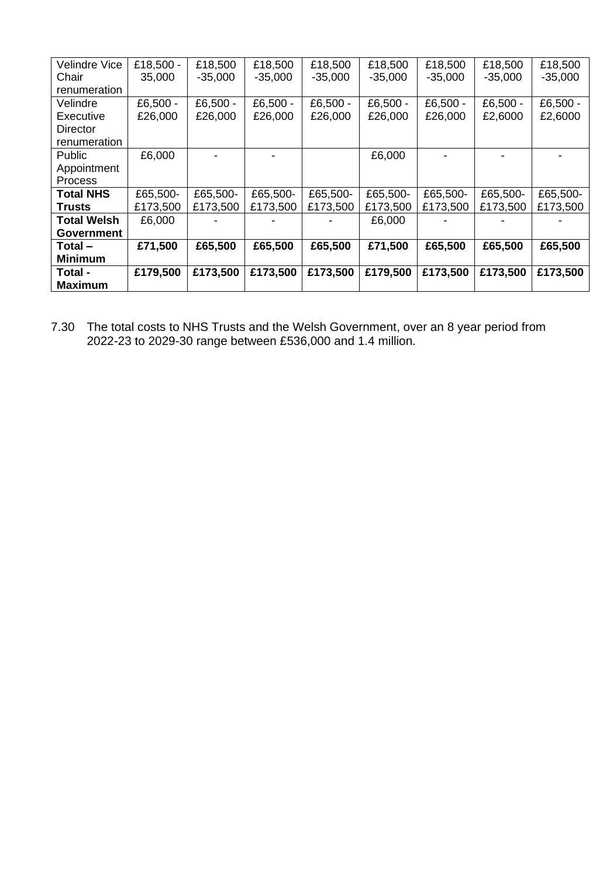| Velindre Vice Chair renumeration | £18,500 - 35,000 | £18,500 -35,000 | £18,500 -35,000 | £18,500 -35,000 | £18,500 -35,000 | £18,500 -35,000 | £18,500 -35,000 | £18,500 -35,000 |
|---|---|---|---|---|---|---|---|---|
| Velindre Executive Director renumeration | £6,500 - £26,000 | £6,500 - £26,000 | £6,500 - £26,000 | £6,500 - £26,000 | £6,500 - £26,000 | £6,500 - £26,000 | £6,500 - £2,6000 | £6,500 - £2,6000 |
| Public Appointment Process | £6,000 | - | - | | £6,000 | - | - | - |
| **Total NHS Trusts** | £65,500- £173,500 | £65,500- £173,500 | £65,500- £173,500 | £65,500- £173,500 | £65,500- £173,500 | £65,500- £173,500 | £65,500- £173,500 | £65,500- £173,500 |
| **Total Welsh Government** | £6,000 | - | - | - | £6,000 | - | - | - |
| **Total – Minimum** | **£71,500** | **£65,500** | **£65,500** | **£65,500** | **£71,500** | **£65,500** | **£65,500** | **£65,500** |
| **Total - Maximum** | **£179,500** | **£173,500** | **£173,500** | **£173,500** | **£179,500** | **£173,500** | **£173,500** | **£173,500** |

7.30 The total costs to NHS Trusts and the Welsh Government, over an 8 year period from 2022-23 to 2029-30 range between £536,000 and 1.4 million.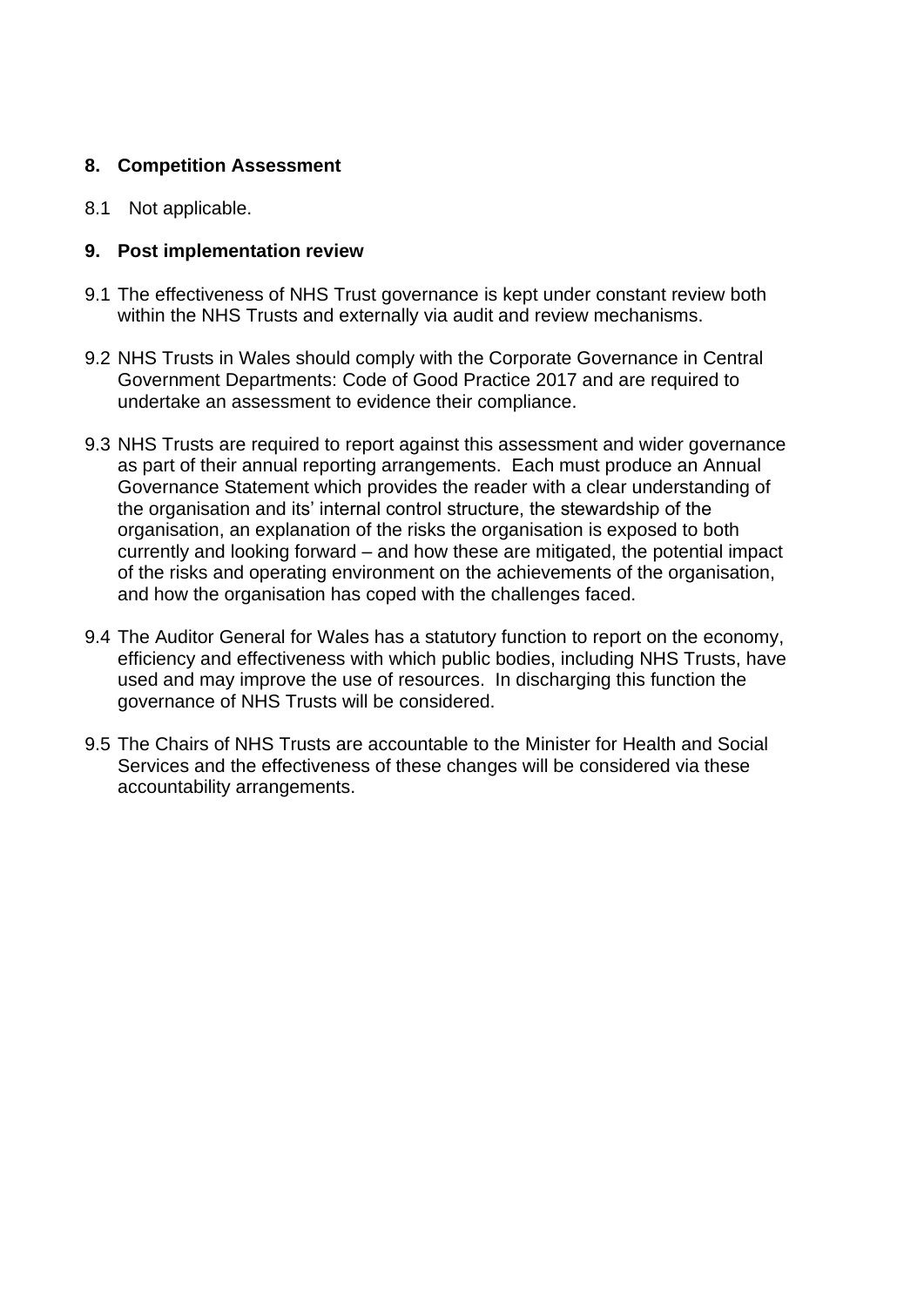## 8. Competition Assessment

8.1 Not applicable.

## 9. Post implementation review

9.1 The effectiveness of NHS Trust governance is kept under constant review both within the NHS Trusts and externally via audit and review mechanisms.

9.2 NHS Trusts in Wales should comply with the Corporate Governance in Central Government Departments: Code of Good Practice 2017 and are required to undertake an assessment to evidence their compliance.

9.3 NHS Trusts are required to report against this assessment and wider governance as part of their annual reporting arrangements. Each must produce an Annual Governance Statement which provides the reader with a clear understanding of the organisation and its' internal control structure, the stewardship of the organisation, an explanation of the risks the organisation is exposed to both currently and looking forward – and how these are mitigated, the potential impact of the risks and operating environment on the achievements of the organisation, and how the organisation has coped with the challenges faced.

9.4 The Auditor General for Wales has a statutory function to report on the economy, efficiency and effectiveness with which public bodies, including NHS Trusts, have used and may improve the use of resources. In discharging this function the governance of NHS Trusts will be considered.

9.5 The Chairs of NHS Trusts are accountable to the Minister for Health and Social Services and the effectiveness of these changes will be considered via these accountability arrangements.